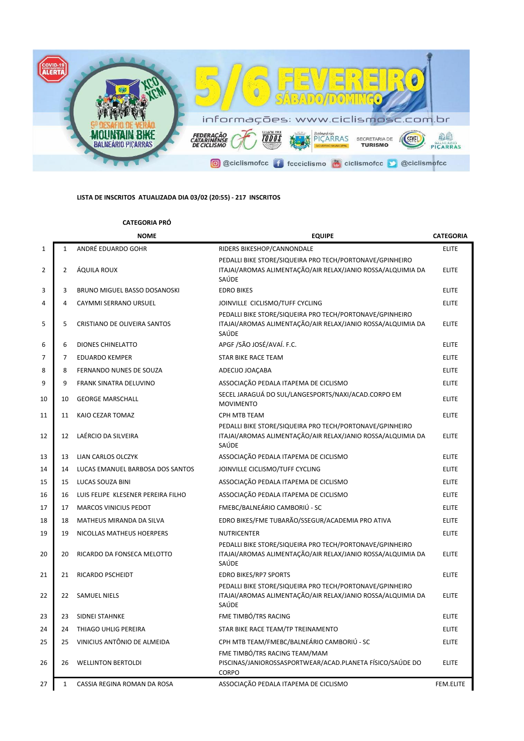COVID-19 CORONAVIRUS ALERTA

9º DESAFIO DE VERÃO MOUNTAIN BIKE BALNEÁRIO PIÇARRAS

XCO XCM

5/6 FEVEREIRO SÁBADO/DOMINGO

informações: www.ciclismosc.com.br

FEDERAÇÃO CATARINENSE DE CICLISMO | CICLISMO PARA TODOS | Balneário PIÇARRAS | SECRETARIA DE TURISMO | SEMEL | BALNEÁRIO PIÇARRAS

@ciclismofcc | fccciclismo | ciclismofcc | @ciclismofcc

**LISTA DE INSCRITOS ATUALIZADA DIA 03/02 (20:55) - 217 INSCRITOS**

**CATEGORIA PRÓ**

| | | NOME | EQUIPE | CATEGORIA |
|---|---|---|---|---|
| 1 | 1 | ANDRÉ EDUARDO GOHR | RIDERS BIKESHOP/CANNONDALE | ELITE |
| 2 | 2 | ÁQUILA ROUX | PEDALLI BIKE STORE/SIQUEIRA PRO TECH/PORTONAVE/GPINHEIRO ITAJAI/AROMAS ALIMENTAÇÃO/AIR RELAX/JANIO ROSSA/ALQUIMIA DA SAÚDE | ELITE |
| 3 | 3 | BRUNO MIGUEL BASSO DOSANOSKI | EDRO BIKES | ELITE |
| 4 | 4 | CAYMMI SERRANO URSUEL | JOINVILLE CICLISMO/TUFF CYCLING | ELITE |
| 5 | 5 | CRISTIANO DE OLIVEIRA SANTOS | PEDALLI BIKE STORE/SIQUEIRA PRO TECH/PORTONAVE/GPINHEIRO ITAJAI/AROMAS ALIMENTAÇÃO/AIR RELAX/JANIO ROSSA/ALQUIMIA DA SAÚDE | ELITE |
| 6 | 6 | DIONES CHINELATTO | APGF /SÃO JOSÉ/AVAÍ. F.C. | ELITE |
| 7 | 7 | EDUARDO KEMPER | STAR BIKE RACE TEAM | ELITE |
| 8 | 8 | FERNANDO NUNES DE SOUZA | ADECIJO JOAÇABA | ELITE |
| 9 | 9 | FRANK SINATRA DELUVINO | ASSOCIAÇÃO PEDALA ITAPEMA DE CICLISMO | ELITE |
| 10 | 10 | GEORGE MARSCHALL | SECEL JARAGUÁ DO SUL/LANGESPORTS/NAXI/ACAD.CORPO EM MOVIMENTO | ELITE |
| 11 | 11 | KAIO CEZAR TOMAZ | CPH MTB TEAM | ELITE |
| 12 | 12 | LAÉRCIO DA SILVEIRA | PEDALLI BIKE STORE/SIQUEIRA PRO TECH/PORTONAVE/GPINHEIRO ITAJAI/AROMAS ALIMENTAÇÃO/AIR RELAX/JANIO ROSSA/ALQUIMIA DA SAÚDE | ELITE |
| 13 | 13 | LIAN CARLOS OLCZYK | ASSOCIAÇÃO PEDALA ITAPEMA DE CICLISMO | ELITE |
| 14 | 14 | LUCAS EMANUEL BARBOSA DOS SANTOS | JOINVILLE CICLISMO/TUFF CYCLING | ELITE |
| 15 | 15 | LUCAS SOUZA BINI | ASSOCIAÇÃO PEDALA ITAPEMA DE CICLISMO | ELITE |
| 16 | 16 | LUIS FELIPE KLESENER PEREIRA FILHO | ASSOCIAÇÃO PEDALA ITAPEMA DE CICLISMO | ELITE |
| 17 | 17 | MARCOS VINICIUS PEDOT | FMEBC/BALNEÁRIO CAMBORIÚ - SC | ELITE |
| 18 | 18 | MATHEUS MIRANDA DA SILVA | EDRO BIKES/FME TUBARÃO/SSEGUR/ACADEMIA PRO ATIVA | ELITE |
| 19 | 19 | NICOLLAS MATHEUS HOERPERS | NUTRICENTER | ELITE |
| 20 | 20 | RICARDO DA FONSECA MELOTTO | PEDALLI BIKE STORE/SIQUEIRA PRO TECH/PORTONAVE/GPINHEIRO ITAJAI/AROMAS ALIMENTAÇÃO/AIR RELAX/JANIO ROSSA/ALQUIMIA DA SAÚDE | ELITE |
| 21 | 21 | RICARDO PSCHEIDT | EDRO BIKES/RP7 SPORTS | ELITE |
| 22 | 22 | SAMUEL NIELS | PEDALLI BIKE STORE/SIQUEIRA PRO TECH/PORTONAVE/GPINHEIRO ITAJAI/AROMAS ALIMENTAÇÃO/AIR RELAX/JANIO ROSSA/ALQUIMIA DA SAÚDE | ELITE |
| 23 | 23 | SIDNEI STAHNKE | FME TIMBÓ/TRS RACING | ELITE |
| 24 | 24 | THIAGO UHLIG PEREIRA | STAR BIKE RACE TEAM/TP TREINAMENTO | ELITE |
| 25 | 25 | VINICIUS ANTÔNIO DE ALMEIDA | CPH MTB TEAM/FMEBC/BALNEÁRIO CAMBORIÚ - SC | ELITE |
| 26 | 26 | WELLINTON BERTOLDI | FME TIMBÓ/TRS RACING TEAM/MAM PISCINAS/JANIOROSSASPORTWEAR/ACAD.PLANETA FÍSICO/SAÚDE DO CORPO | ELITE |
| 27 | 1 | CASSIA REGINA ROMAN DA ROSA | ASSOCIAÇÃO PEDALA ITAPEMA DE CICLISMO | FEM.ELITE |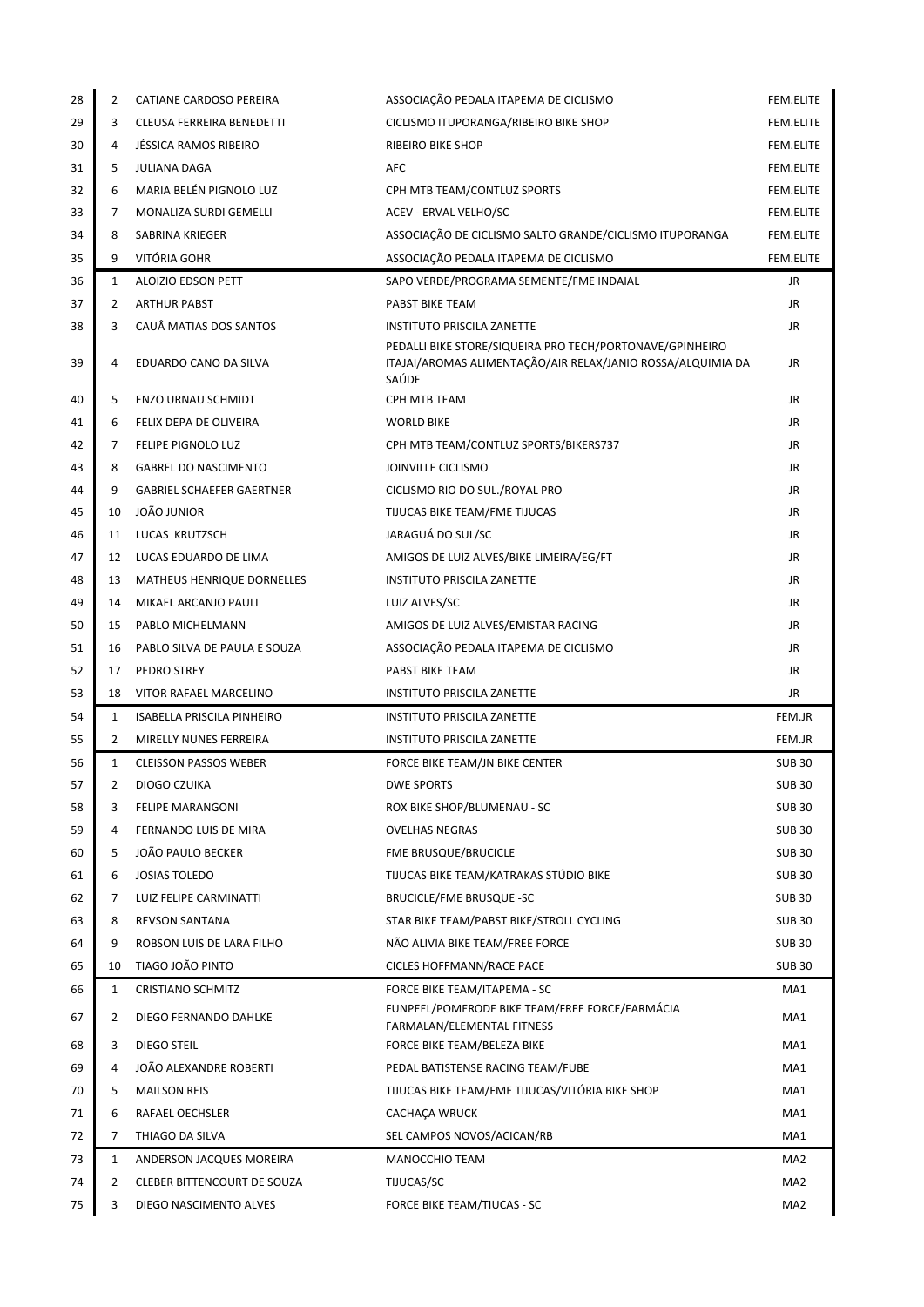| | | | | |
|---|---|---|---|---|
| 28 | 2 | CATIANE CARDOSO PEREIRA | ASSOCIAÇÃO PEDALA ITAPEMA DE CICLISMO | FEM.ELITE |
| 29 | 3 | CLEUSA FERREIRA BENEDETTI | CICLISMO ITUPORANGA/RIBEIRO BIKE SHOP | FEM.ELITE |
| 30 | 4 | JÉSSICA RAMOS RIBEIRO | RIBEIRO BIKE SHOP | FEM.ELITE |
| 31 | 5 | JULIANA DAGA | AFC | FEM.ELITE |
| 32 | 6 | MARIA BELÉN PIGNOLO LUZ | CPH MTB TEAM/CONTLUZ SPORTS | FEM.ELITE |
| 33 | 7 | MONALIZA SURDI GEMELLI | ACEV - ERVAL VELHO/SC | FEM.ELITE |
| 34 | 8 | SABRINA KRIEGER | ASSOCIAÇÃO DE CICLISMO SALTO GRANDE/CICLISMO ITUPORANGA | FEM.ELITE |
| 35 | 9 | VITÓRIA GOHR | ASSOCIAÇÃO PEDALA ITAPEMA DE CICLISMO | FEM.ELITE |
| 36 | 1 | ALOIZIO EDSON PETT | SAPO VERDE/PROGRAMA SEMENTE/FME INDAIAL | JR |
| 37 | 2 | ARTHUR PABST | PABST BIKE TEAM | JR |
| 38 | 3 | CAUÂ MATIAS DOS SANTOS | INSTITUTO PRISCILA ZANETTE | JR |
| 39 | 4 | EDUARDO CANO DA SILVA | PEDALLI BIKE STORE/SIQUEIRA PRO TECH/PORTONAVE/GPINHEIRO ITAJAI/AROMAS ALIMENTAÇÃO/AIR RELAX/JANIO ROSSA/ALQUIMIA DA SAÚDE | JR |
| 40 | 5 | ENZO URNAU SCHMIDT | CPH MTB TEAM | JR |
| 41 | 6 | FELIX DEPA DE OLIVEIRA | WORLD BIKE | JR |
| 42 | 7 | FELIPE PIGNOLO LUZ | CPH MTB TEAM/CONTLUZ SPORTS/BIKERS737 | JR |
| 43 | 8 | GABREL DO NASCIMENTO | JOINVILLE CICLISMO | JR |
| 44 | 9 | GABRIEL SCHAEFER GAERTNER | CICLISMO RIO DO SUL./ROYAL PRO | JR |
| 45 | 10 | JOÃO JUNIOR | TIJUCAS BIKE TEAM/FME TIJUCAS | JR |
| 46 | 11 | LUCAS KRUTZSCH | JARAGUÁ DO SUL/SC | JR |
| 47 | 12 | LUCAS EDUARDO DE LIMA | AMIGOS DE LUIZ ALVES/BIKE LIMEIRA/EG/FT | JR |
| 48 | 13 | MATHEUS HENRIQUE DORNELLES | INSTITUTO PRISCILA ZANETTE | JR |
| 49 | 14 | MIKAEL ARCANJO PAULI | LUIZ ALVES/SC | JR |
| 50 | 15 | PABLO MICHELMANN | AMIGOS DE LUIZ ALVES/EMISTAR RACING | JR |
| 51 | 16 | PABLO SILVA DE PAULA E SOUZA | ASSOCIAÇÃO PEDALA ITAPEMA DE CICLISMO | JR |
| 52 | 17 | PEDRO STREY | PABST BIKE TEAM | JR |
| 53 | 18 | VITOR RAFAEL MARCELINO | INSTITUTO PRISCILA ZANETTE | JR |
| 54 | 1 | ISABELLA PRISCILA PINHEIRO | INSTITUTO PRISCILA ZANETTE | FEM.JR |
| 55 | 2 | MIRELLY NUNES FERREIRA | INSTITUTO PRISCILA ZANETTE | FEM.JR |
| 56 | 1 | CLEISSON PASSOS WEBER | FORCE BIKE TEAM/JN BIKE CENTER | SUB 30 |
| 57 | 2 | DIOGO CZUIKA | DWE SPORTS | SUB 30 |
| 58 | 3 | FELIPE MARANGONI | ROX BIKE SHOP/BLUMENAU - SC | SUB 30 |
| 59 | 4 | FERNANDO LUIS DE MIRA | OVELHAS NEGRAS | SUB 30 |
| 60 | 5 | JOÃO PAULO BECKER | FME BRUSQUE/BRUCICLE | SUB 30 |
| 61 | 6 | JOSIAS TOLEDO | TIJUCAS BIKE TEAM/KATRAKAS STÚDIO BIKE | SUB 30 |
| 62 | 7 | LUIZ FELIPE CARMINATTI | BRUCICLE/FME BRUSQUE -SC | SUB 30 |
| 63 | 8 | REVSON SANTANA | STAR BIKE TEAM/PABST BIKE/STROLL CYCLING | SUB 30 |
| 64 | 9 | ROBSON LUIS DE LARA FILHO | NÃO ALIVIA BIKE TEAM/FREE FORCE | SUB 30 |
| 65 | 10 | TIAGO JOÃO PINTO | CICLES HOFFMANN/RACE PACE | SUB 30 |
| 66 | 1 | CRISTIANO SCHMITZ | FORCE BIKE TEAM/ITAPEMA - SC | MA1 |
| 67 | 2 | DIEGO FERNANDO DAHLKE | FUNPEEL/POMERODE BIKE TEAM/FREE FORCE/FARMÁCIA FARMALAN/ELEMENTAL FITNESS | MA1 |
| 68 | 3 | DIEGO STEIL | FORCE BIKE TEAM/BELEZA BIKE | MA1 |
| 69 | 4 | JOÃO ALEXANDRE ROBERTI | PEDAL BATISTENSE RACING TEAM/FUBE | MA1 |
| 70 | 5 | MAILSON REIS | TIJUCAS BIKE TEAM/FME TIJUCAS/VITÓRIA BIKE SHOP | MA1 |
| 71 | 6 | RAFAEL OECHSLER | CACHAÇA WRUCK | MA1 |
| 72 | 7 | THIAGO DA SILVA | SEL CAMPOS NOVOS/ACICAN/RB | MA1 |
| 73 | 1 | ANDERSON JACQUES MOREIRA | MANOCCHIO TEAM | MA2 |
| 74 | 2 | CLEBER BITTENCOURT DE SOUZA | TIJUCAS/SC | MA2 |
| 75 | 3 | DIEGO NASCIMENTO ALVES | FORCE BIKE TEAM/TIUCAS - SC | MA2 |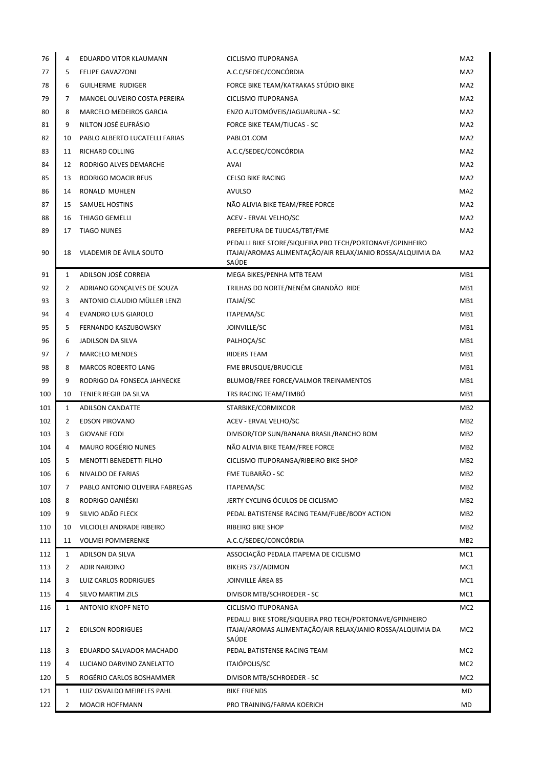| | | | | |
|---|---|---|---|---|
| 76 | 4 | EDUARDO VITOR KLAUMANN | CICLISMO ITUPORANGA | MA2 |
| 77 | 5 | FELIPE GAVAZZONI | A.C.C/SEDEC/CONCÓRDIA | MA2 |
| 78 | 6 | GUILHERME RUDIGER | FORCE BIKE TEAM/KATRAKAS STÚDIO BIKE | MA2 |
| 79 | 7 | MANOEL OLIVEIRO COSTA PEREIRA | CICLISMO ITUPORANGA | MA2 |
| 80 | 8 | MARCELO MEDEIROS GARCIA | ENZO AUTOMÓVEIS/JAGUARUNA - SC | MA2 |
| 81 | 9 | NILTON JOSÉ EUFRÁSIO | FORCE BIKE TEAM/TIUCAS - SC | MA2 |
| 82 | 10 | PABLO ALBERTO LUCATELLI FARIAS | PABLO1.COM | MA2 |
| 83 | 11 | RICHARD COLLING | A.C.C/SEDEC/CONCÓRDIA | MA2 |
| 84 | 12 | RODRIGO ALVES DEMARCHE | AVAI | MA2 |
| 85 | 13 | RODRIGO MOACIR REUS | CELSO BIKE RACING | MA2 |
| 86 | 14 | RONALD MUHLEN | AVULSO | MA2 |
| 87 | 15 | SAMUEL HOSTINS | NÃO ALIVIA BIKE TEAM/FREE FORCE | MA2 |
| 88 | 16 | THIAGO GEMELLI | ACEV - ERVAL VELHO/SC | MA2 |
| 89 | 17 | TIAGO NUNES | PREFEITURA DE TIJUCAS/TBT/FME | MA2 |
| 90 | 18 | VLADEMIR DE ÁVILA SOUTO | PEDALLI BIKE STORE/SIQUEIRA PRO TECH/PORTONAVE/GPINHEIRO ITAJAI/AROMAS ALIMENTAÇÃO/AIR RELAX/JANIO ROSSA/ALQUIMIA DA SAÚDE | MA2 |
| 91 | 1 | ADILSON JOSÉ CORREIA | MEGA BIKES/PENHA MTB TEAM | MB1 |
| 92 | 2 | ADRIANO GONÇALVES DE SOUZA | TRILHAS DO NORTE/NENÉM GRANDÃO RIDE | MB1 |
| 93 | 3 | ANTONIO CLAUDIO MÜLLER LENZI | ITAJAÍ/SC | MB1 |
| 94 | 4 | EVANDRO LUIS GIAROLO | ITAPEMA/SC | MB1 |
| 95 | 5 | FERNANDO KASZUBOWSKY | JOINVILLE/SC | MB1 |
| 96 | 6 | JADILSON DA SILVA | PALHOÇA/SC | MB1 |
| 97 | 7 | MARCELO MENDES | RIDERS TEAM | MB1 |
| 98 | 8 | MARCOS ROBERTO LANG | FME BRUSQUE/BRUCICLE | MB1 |
| 99 | 9 | RODRIGO DA FONSECA JAHNECKE | BLUMOB/FREE FORCE/VALMOR TREINAMENTOS | MB1 |
| 100 | 10 | TENIER REGIR DA SILVA | TRS RACING TEAM/TIMBÓ | MB1 |
| 101 | 1 | ADILSON CANDATTE | STARBIKE/CORMIXCOR | MB2 |
| 102 | 2 | EDSON PIROVANO | ACEV - ERVAL VELHO/SC | MB2 |
| 103 | 3 | GIOVANE FODI | DIVISOR/TOP SUN/BANANA BRASIL/RANCHO BOM | MB2 |
| 104 | 4 | MAURO ROGÉRIO NUNES | NÃO ALIVIA BIKE TEAM/FREE FORCE | MB2 |
| 105 | 5 | MENOTTI BENEDETTI FILHO | CICLISMO ITUPORANGA/RIBEIRO BIKE SHOP | MB2 |
| 106 | 6 | NIVALDO DE FARIAS | FME TUBARÃO - SC | MB2 |
| 107 | 7 | PABLO ANTONIO OLIVEIRA FABREGAS | ITAPEMA/SC | MB2 |
| 108 | 8 | RODRIGO OANIÉSKI | JERTY CYCLING ÓCULOS DE CICLISMO | MB2 |
| 109 | 9 | SILVIO ADÃO FLECK | PEDAL BATISTENSE RACING TEAM/FUBE/BODY ACTION | MB2 |
| 110 | 10 | VILCIOLEI ANDRADE RIBEIRO | RIBEIRO BIKE SHOP | MB2 |
| 111 | 11 | VOLMEI POMMERENKE | A.C.C/SEDEC/CONCÓRDIA | MB2 |
| 112 | 1 | ADILSON DA SILVA | ASSOCIAÇÃO PEDALA ITAPEMA DE CICLISMO | MC1 |
| 113 | 2 | ADIR NARDINO | BIKERS 737/ADIMON | MC1 |
| 114 | 3 | LUIZ CARLOS RODRIGUES | JOINVILLE ÁREA 85 | MC1 |
| 115 | 4 | SILVO MARTIM ZILS | DIVISOR MTB/SCHROEDER - SC | MC1 |
| 116 | 1 | ANTONIO KNOPF NETO | CICLISMO ITUPORANGA | MC2 |
| 117 | 2 | EDILSON RODRIGUES | PEDALLI BIKE STORE/SIQUEIRA PRO TECH/PORTONAVE/GPINHEIRO ITAJAI/AROMAS ALIMENTAÇÃO/AIR RELAX/JANIO ROSSA/ALQUIMIA DA SAÚDE | MC2 |
| 118 | 3 | EDUARDO SALVADOR MACHADO | PEDAL BATISTENSE RACING TEAM | MC2 |
| 119 | 4 | LUCIANO DARVINO ZANELATTO | ITAIÓPOLIS/SC | MC2 |
| 120 | 5 | ROGÉRIO CARLOS BOSHAMMER | DIVISOR MTB/SCHROEDER - SC | MC2 |
| 121 | 1 | LUIZ OSVALDO MEIRELES PAHL | BIKE FRIENDS | MD |
| 122 | 2 | MOACIR HOFFMANN | PRO TRAINING/FARMA KOERICH | MD |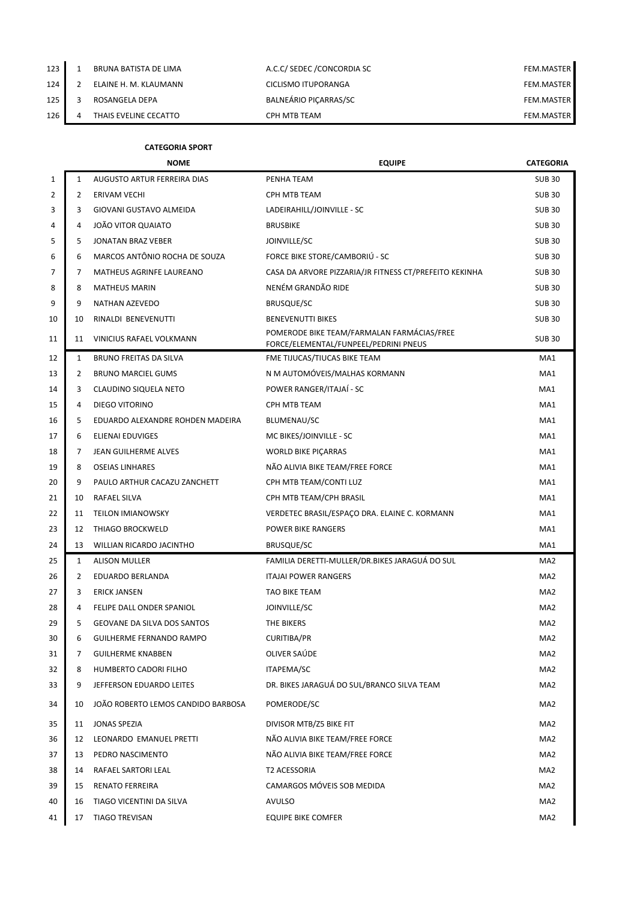| | | | | |
|---|---|---|---|---|
| 123 | 1 | BRUNA BATISTA DE LIMA | A.C.C/ SEDEC /CONCORDIA SC | FEM.MASTER |
| 124 | 2 | ELAINE H. M. KLAUMANN | CICLISMO ITUPORANGA | FEM.MASTER |
| 125 | 3 | ROSANGELA DEPA | BALNEÁRIO PIÇARRAS/SC | FEM.MASTER |
| 126 | 4 | THAIS EVELINE CECATTO | CPH MTB TEAM | FEM.MASTER |

**CATEGORIA SPORT**

| | | NOME | EQUIPE | CATEGORIA |
|---|---|---|---|---|
| 1 | 1 | AUGUSTO ARTUR FERREIRA DIAS | PENHA TEAM | SUB 30 |
| 2 | 2 | ERIVAM VECHI | CPH MTB TEAM | SUB 30 |
| 3 | 3 | GIOVANI GUSTAVO ALMEIDA | LADEIRAHILL/JOINVILLE - SC | SUB 30 |
| 4 | 4 | JOÃO VITOR QUAIATO | BRUSBIKE | SUB 30 |
| 5 | 5 | JONATAN BRAZ VEBER | JOINVILLE/SC | SUB 30 |
| 6 | 6 | MARCOS ANTÔNIO ROCHA DE SOUZA | FORCE BIKE STORE/CAMBORIÚ - SC | SUB 30 |
| 7 | 7 | MATHEUS AGRINFE LAUREANO | CASA DA ARVORE PIZZARIA/JR FITNESS CT/PREFEITO KEKINHA | SUB 30 |
| 8 | 8 | MATHEUS MARIN | NENÉM GRANDÃO RIDE | SUB 30 |
| 9 | 9 | NATHAN AZEVEDO | BRUSQUE/SC | SUB 30 |
| 10 | 10 | RINALDI BENEVENUTTI | BENEVENUTTI BIKES | SUB 30 |
| 11 | 11 | VINICIUS RAFAEL VOLKMANN | POMERODE BIKE TEAM/FARMALAN FARMÁCIAS/FREE FORCE/ELEMENTAL/FUNPEEL/PEDRINI PNEUS | SUB 30 |
| 12 | 1 | BRUNO FREITAS DA SILVA | FME TIJUCAS/TIUCAS BIKE TEAM | MA1 |
| 13 | 2 | BRUNO MARCIEL GUMS | N M AUTOMÓVEIS/MALHAS KORMANN | MA1 |
| 14 | 3 | CLAUDINO SIQUELA NETO | POWER RANGER/ITAJAÍ - SC | MA1 |
| 15 | 4 | DIEGO VITORINO | CPH MTB TEAM | MA1 |
| 16 | 5 | EDUARDO ALEXANDRE ROHDEN MADEIRA | BLUMENAU/SC | MA1 |
| 17 | 6 | ELIENAI EDUVIGES | MC BIKES/JOINVILLE - SC | MA1 |
| 18 | 7 | JEAN GUILHERME ALVES | WORLD BIKE PIÇARRAS | MA1 |
| 19 | 8 | OSEIAS LINHARES | NÃO ALIVIA BIKE TEAM/FREE FORCE | MA1 |
| 20 | 9 | PAULO ARTHUR CACAZU ZANCHETT | CPH MTB TEAM/CONTI LUZ | MA1 |
| 21 | 10 | RAFAEL SILVA | CPH MTB TEAM/CPH BRASIL | MA1 |
| 22 | 11 | TEILON IMIANOWSKY | VERDETEC BRASIL/ESPAÇO DRA. ELAINE C. KORMANN | MA1 |
| 23 | 12 | THIAGO BROCKWELD | POWER BIKE RANGERS | MA1 |
| 24 | 13 | WILLIAN RICARDO JACINTHO | BRUSQUE/SC | MA1 |
| 25 | 1 | ALISON MULLER | FAMILIA DERETTI-MULLER/DR.BIKES JARAGUÁ DO SUL | MA2 |
| 26 | 2 | EDUARDO BERLANDA | ITAJAI POWER RANGERS | MA2 |
| 27 | 3 | ERICK JANSEN | TAO BIKE TEAM | MA2 |
| 28 | 4 | FELIPE DALL ONDER SPANIOL | JOINVILLE/SC | MA2 |
| 29 | 5 | GEOVANE DA SILVA DOS SANTOS | THE BIKERS | MA2 |
| 30 | 6 | GUILHERME FERNANDO RAMPO | CURITIBA/PR | MA2 |
| 31 | 7 | GUILHERME KNABBEN | OLIVER SAÚDE | MA2 |
| 32 | 8 | HUMBERTO CADORI FILHO | ITAPEMA/SC | MA2 |
| 33 | 9 | JEFFERSON EDUARDO LEITES | DR. BIKES JARAGUÁ DO SUL/BRANCO SILVA TEAM | MA2 |
| 34 | 10 | JOÃO ROBERTO LEMOS CANDIDO BARBOSA | POMERODE/SC | MA2 |
| 35 | 11 | JONAS SPEZIA | DIVISOR MTB/Z5 BIKE FIT | MA2 |
| 36 | 12 | LEONARDO EMANUEL PRETTI | NÃO ALIVIA BIKE TEAM/FREE FORCE | MA2 |
| 37 | 13 | PEDRO NASCIMENTO | NÃO ALIVIA BIKE TEAM/FREE FORCE | MA2 |
| 38 | 14 | RAFAEL SARTORI LEAL | T2 ACESSORIA | MA2 |
| 39 | 15 | RENATO FERREIRA | CAMARGOS MÓVEIS SOB MEDIDA | MA2 |
| 40 | 16 | TIAGO VICENTINI DA SILVA | AVULSO | MA2 |
| 41 | 17 | TIAGO TREVISAN | EQUIPE BIKE COMFER | MA2 |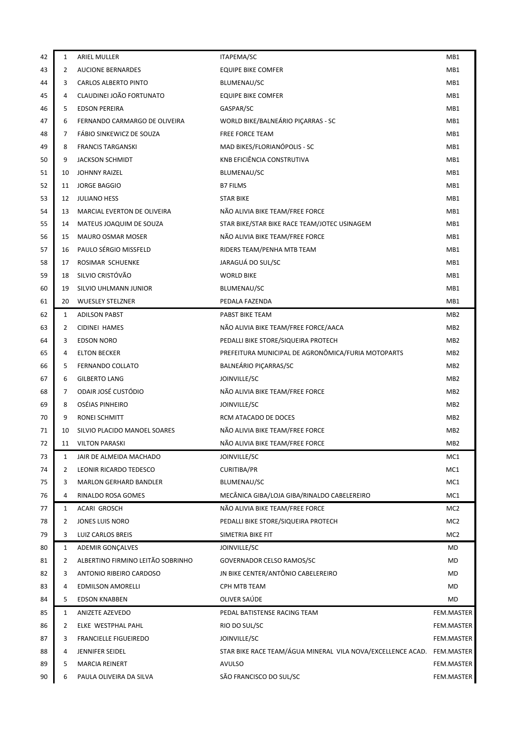| | | | | |
|---|---|---|---|---|
| 42 | 1 | ARIEL MULLER | ITAPEMA/SC | MB1 |
| 43 | 2 | AUCIONE BERNARDES | EQUIPE BIKE COMFER | MB1 |
| 44 | 3 | CARLOS ALBERTO PINTO | BLUMENAU/SC | MB1 |
| 45 | 4 | CLAUDINEI JOÃO FORTUNATO | EQUIPE BIKE COMFER | MB1 |
| 46 | 5 | EDSON PEREIRA | GASPAR/SC | MB1 |
| 47 | 6 | FERNANDO CARMARGO DE OLIVEIRA | WORLD BIKE/BALNEÁRIO PIÇARRAS - SC | MB1 |
| 48 | 7 | FÁBIO SINKEWICZ DE SOUZA | FREE FORCE TEAM | MB1 |
| 49 | 8 | FRANCIS TARGANSKI | MAD BIKES/FLORIANÓPOLIS - SC | MB1 |
| 50 | 9 | JACKSON SCHMIDT | KNB EFICIÊNCIA CONSTRUTIVA | MB1 |
| 51 | 10 | JOHNNY RAIZEL | BLUMENAU/SC | MB1 |
| 52 | 11 | JORGE BAGGIO | B7 FILMS | MB1 |
| 53 | 12 | JULIANO HESS | STAR BIKE | MB1 |
| 54 | 13 | MARCIAL EVERTON DE OLIVEIRA | NÃO ALIVIA BIKE TEAM/FREE FORCE | MB1 |
| 55 | 14 | MATEUS JOAQUIM DE SOUZA | STAR BIKE/STAR BIKE RACE TEAM/JOTEC USINAGEM | MB1 |
| 56 | 15 | MAURO OSMAR MOSER | NÃO ALIVIA BIKE TEAM/FREE FORCE | MB1 |
| 57 | 16 | PAULO SÉRGIO MISSFELD | RIDERS TEAM/PENHA MTB TEAM | MB1 |
| 58 | 17 | ROSIMAR SCHUENKE | JARAGUÁ DO SUL/SC | MB1 |
| 59 | 18 | SILVIO CRISTÓVÃO | WORLD BIKE | MB1 |
| 60 | 19 | SILVIO UHLMANN JUNIOR | BLUMENAU/SC | MB1 |
| 61 | 20 | WUESLEY STELZNER | PEDALA FAZENDA | MB1 |
| 62 | 1 | ADILSON PABST | PABST BIKE TEAM | MB2 |
| 63 | 2 | CIDINEI HAMES | NÃO ALIVIA BIKE TEAM/FREE FORCE/AACA | MB2 |
| 64 | 3 | EDSON NORO | PEDALLI BIKE STORE/SIQUEIRA PROTECH | MB2 |
| 65 | 4 | ELTON BECKER | PREFEITURA MUNICIPAL DE AGRONÔMICA/FURIA MOTOPARTS | MB2 |
| 66 | 5 | FERNANDO COLLATO | BALNEÁRIO PIÇARRAS/SC | MB2 |
| 67 | 6 | GILBERTO LANG | JOINVILLE/SC | MB2 |
| 68 | 7 | ODAIR JOSÉ CUSTÓDIO | NÃO ALIVIA BIKE TEAM/FREE FORCE | MB2 |
| 69 | 8 | OSÉIAS PINHEIRO | JOINVILLE/SC | MB2 |
| 70 | 9 | RONEI SCHMITT | RCM ATACADO DE DOCES | MB2 |
| 71 | 10 | SILVIO PLACIDO MANOEL SOARES | NÃO ALIVIA BIKE TEAM/FREE FORCE | MB2 |
| 72 | 11 | VILTON PARASKI | NÃO ALIVIA BIKE TEAM/FREE FORCE | MB2 |
| 73 | 1 | JAIR DE ALMEIDA MACHADO | JOINVILLE/SC | MC1 |
| 74 | 2 | LEONIR RICARDO TEDESCO | CURITIBA/PR | MC1 |
| 75 | 3 | MARLON GERHARD BANDLER | BLUMENAU/SC | MC1 |
| 76 | 4 | RINALDO ROSA GOMES | MECÂNICA GIBA/LOJA GIBA/RINALDO CABELEREIRO | MC1 |
| 77 | 1 | ACARI GROSCH | NÃO ALIVIA BIKE TEAM/FREE FORCE | MC2 |
| 78 | 2 | JONES LUIS NORO | PEDALLI BIKE STORE/SIQUEIRA PROTECH | MC2 |
| 79 | 3 | LUIZ CARLOS BREIS | SIMETRIA BIKE FIT | MC2 |
| 80 | 1 | ADEMIR GONÇALVES | JOINVILLE/SC | MD |
| 81 | 2 | ALBERTINO FIRMINO LEITÃO SOBRINHO | GOVERNADOR CELSO RAMOS/SC | MD |
| 82 | 3 | ANTONIO RIBEIRO CARDOSO | JN BIKE CENTER/ANTÔNIO CABELEREIRO | MD |
| 83 | 4 | EDMILSON AMORELLI | CPH MTB TEAM | MD |
| 84 | 5 | EDSON KNABBEN | OLIVER SAÚDE | MD |
| 85 | 1 | ANIZETE AZEVEDO | PEDAL BATISTENSE RACING TEAM | FEM.MASTER |
| 86 | 2 | ELKE WESTPHAL PAHL | RIO DO SUL/SC | FEM.MASTER |
| 87 | 3 | FRANCIELLE FIGUEIREDO | JOINVILLE/SC | FEM.MASTER |
| 88 | 4 | JENNIFER SEIDEL | STAR BIKE RACE TEAM/ÁGUA MINERAL VILA NOVA/EXCELLENCE ACAD. | FEM.MASTER |
| 89 | 5 | MARCIA REINERT | AVULSO | FEM.MASTER |
| 90 | 6 | PAULA OLIVEIRA DA SILVA | SÃO FRANCISCO DO SUL/SC | FEM.MASTER |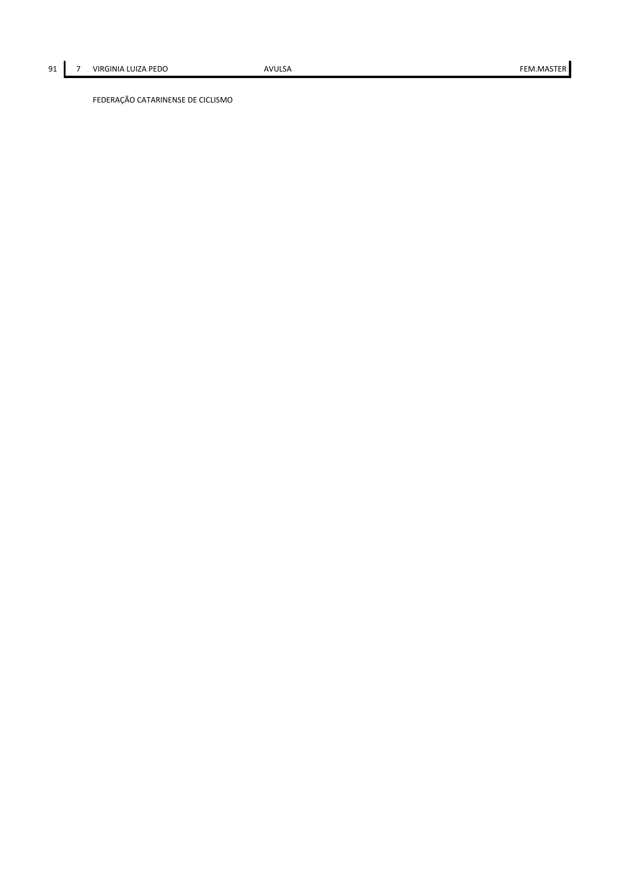| | | | | |
|---|---|---|---|---|
| 91 | 7 | VIRGINIA LUIZA PEDO | AVULSA | FEM.MASTER |

FEDERAÇÃO CATARINENSE DE CICLISMO